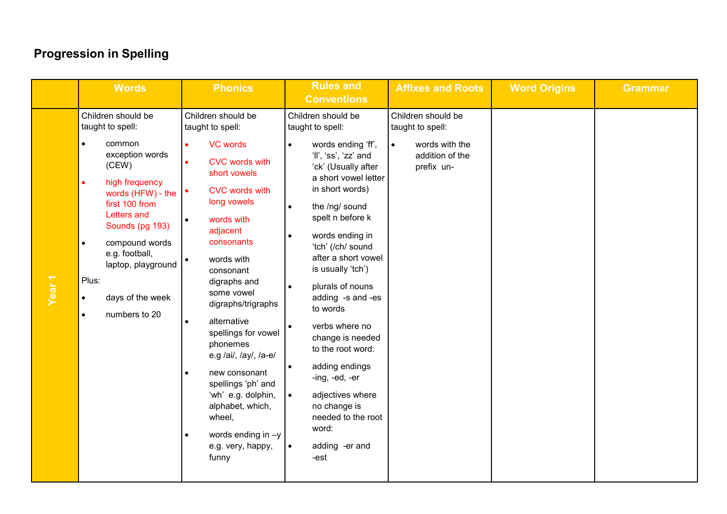# Progression in Spelling

| | Words | Phonics | Rules and Conventions | Affixes and Roots | Word Origins | Grammar |
|---|---|---|---|---|---|---|
| Year 1 | Children should be taught to spell:<br>• common exception words (CEW)<br>• high frequency words (HFW) - the first 100 from Letters and Sounds (pg 193)<br>• compound words e.g. football, laptop, playground<br>Plus:<br>• days of the week<br>• numbers to 20 | Children should be taught to spell:<br>• VC words<br>• CVC words with short vowels<br>• CVC words with long vowels<br>• words with adjacent consonants<br>• words with consonant digraphs and some vowel digraphs/trigraphs<br>• alternative spellings for vowel phonemes e.g /ai/, /ay/, /a-e/<br>• new consonant spellings 'ph' and 'wh' e.g. dolphin, alphabet, which, wheel,<br>• words ending in –y e.g. very, happy, funny | Children should be taught to spell:<br>• words ending 'ff', 'll', 'ss', 'zz' and 'ck' (Usually after a short vowel letter in short words)<br>• the /ng/ sound spelt n before k<br>• words ending in 'tch' (/ch/ sound after a short vowel is usually 'tch')<br>• plurals of nouns adding -s and -es to words<br>• verbs where no change is needed to the root word:<br>• adding endings -ing, -ed, -er<br>• adjectives where no change is needed to the root word:<br>• adding -er and -est | Children should be taught to spell:<br>• words with the addition of the prefix un- | | |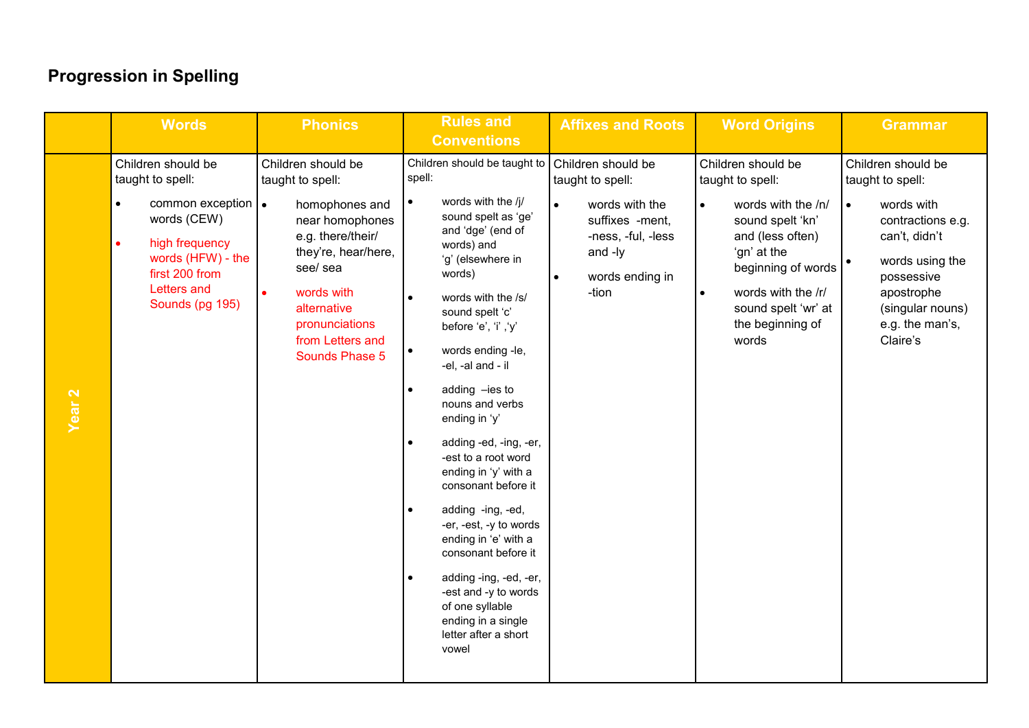## Progression in Spelling

| | Words | Phonics | Rules and Conventions | Affixes and Roots | Word Origins | Grammar |
|---|---|---|---|---|---|---|
| Year 2 | Children should be taught to spell:<br>• common exception words (CEW)<br>• high frequency words (HFW) - the first 200 from Letters and Sounds (pg 195) | Children should be taught to spell:<br>• homophones and near homophones e.g. there/their/ they're, hear/here, see/ sea<br>• words with alternative pronunciations from Letters and Sounds Phase 5 | Children should be taught to spell:<br>• words with the /j/ sound spelt as 'ge' and 'dge' (end of words) and 'g' (elsewhere in words)<br>• words with the /s/ sound spelt 'c' before 'e', 'i' ,'y'<br>• words ending -le, -el, -al and - il<br>• adding –ies to nouns and verbs ending in 'y'<br>• adding -ed, -ing, -er, -est to a root word ending in 'y' with a consonant before it<br>• adding -ing, -ed, -er, -est, -y to words ending in 'e' with a consonant before it<br>• adding -ing, -ed, -er, -est and -y to words of one syllable ending in a single letter after a short vowel | Children should be taught to spell:<br>• words with the suffixes -ment, -ness, -ful, -less and -ly<br>• words ending in -tion | Children should be taught to spell:<br>• words with the /n/ sound spelt 'kn' and (less often) 'gn' at the beginning of words<br>• words with the /r/ sound spelt 'wr' at the beginning of words | Children should be taught to spell:<br>• words with contractions e.g. can't, didn't<br>• words using the possessive apostrophe (singular nouns) e.g. the man's, Claire's |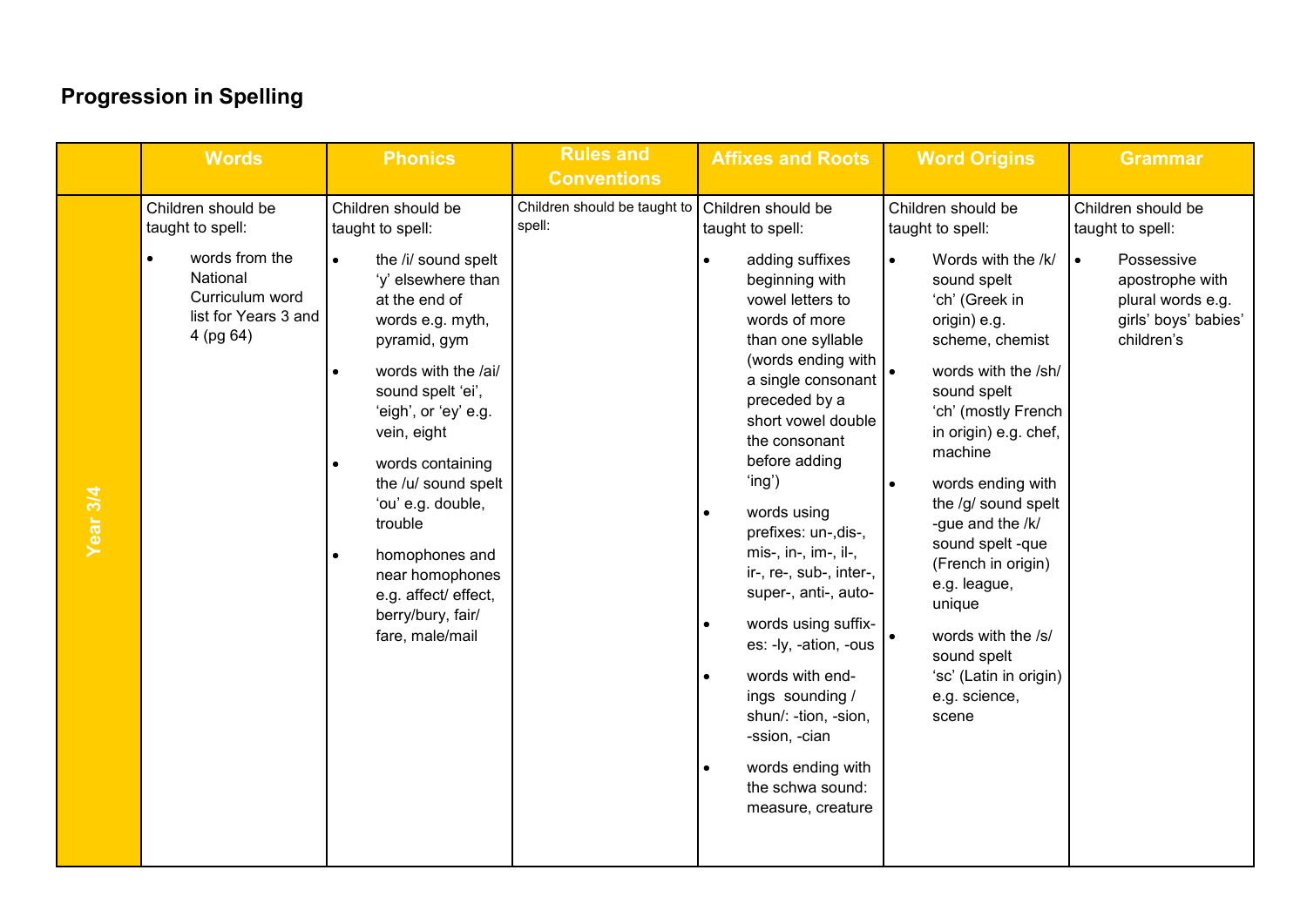## Progression in Spelling

| | Words | Phonics | Rules and Conventions | Affixes and Roots | Word Origins | Grammar |
|---|---|---|---|---|---|---|
| Year 3/4 | Children should be taught to spell:<br>• words from the National Curriculum word list for Years 3 and 4 (pg 64) | Children should be taught to spell:<br>• the /i/ sound spelt 'y' elsewhere than at the end of words e.g. myth, pyramid, gym<br>• words with the /ai/ sound spelt 'ei', 'eigh', or 'ey' e.g. vein, eight<br>• words containing the /u/ sound spelt 'ou' e.g. double, trouble<br>• homophones and near homophones e.g. affect/ effect, berry/bury, fair/ fare, male/mail | Children should be taught to spell: | Children should be taught to spell:<br>• adding suffixes beginning with vowel letters to words of more than one syllable (words ending with a single consonant preceded by a short vowel double the consonant before adding 'ing')<br>• words using prefixes: un-,dis-, mis-, in-, im-, il-, ir-, re-, sub-, inter-, super-, anti-, auto-<br>• words using suffixes: -ly, -ation, -ous<br>• words with endings sounding /shun/: -tion, -sion, -ssion, -cian<br>• words ending with the schwa sound: measure, creature | Children should be taught to spell:<br>• Words with the /k/ sound spelt 'ch' (Greek in origin) e.g. scheme, chemist<br>• words with the /sh/ sound spelt 'ch' (mostly French in origin) e.g. chef, machine<br>• words ending with the /g/ sound spelt -gue and the /k/ sound spelt -que (French in origin) e.g. league, unique<br>• words with the /s/ sound spelt 'sc' (Latin in origin) e.g. science, scene | Children should be taught to spell:<br>• Possessive apostrophe with plural words e.g. girls' boys' babies' children's |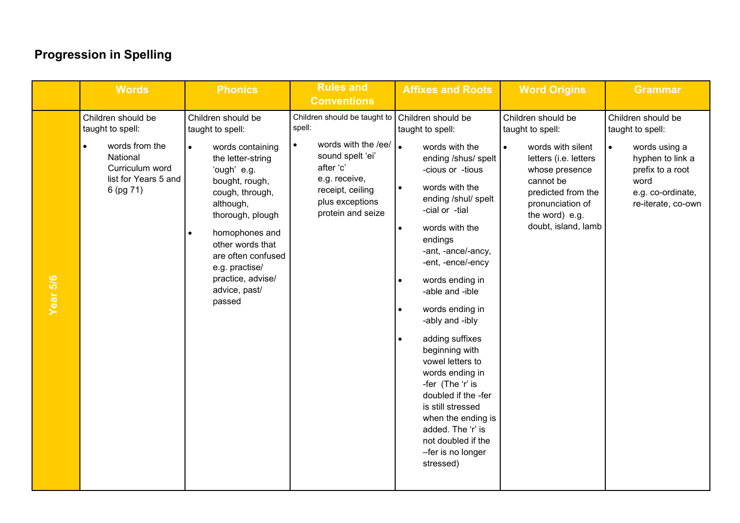## Progression in Spelling

| | Words | Phonics | Rules and Conventions | Affixes and Roots | Word Origins | Grammar |
|---|---|---|---|---|---|---|
| Year 5/6 | Children should be taught to spell:<br>• words from the National Curriculum word list for Years 5 and 6 (pg 71) | Children should be taught to spell:<br>• words containing the letter-string 'ough' e.g. bought, rough, cough, through, although, thorough, plough<br>• homophones and other words that are often confused e.g. practise/ practice, advise/ advice, past/ passed | Children should be taught to spell:<br>• words with the /ee/ sound spelt 'ei' after 'c' e.g. receive, receipt, ceiling plus exceptions protein and seize | Children should be taught to spell:<br>• words with the ending /shus/ spelt -cious or -tious<br>• words with the ending /shul/ spelt -cial or -tial<br>• words with the endings -ant, -ance/-ancy, -ent, -ence/-ency<br>• words ending in -able and -ible<br>• words ending in -ably and -ibly<br>• adding suffixes beginning with vowel letters to words ending in -fer (The 'r' is doubled if the -fer is still stressed when the ending is added. The 'r' is not doubled if the –fer is no longer stressed) | Children should be taught to spell:<br>• words with silent letters (i.e. letters whose presence cannot be predicted from the pronunciation of the word) e.g. doubt, island, lamb | Children should be taught to spell:<br>• words using a hyphen to link a prefix to a root word e.g. co-ordinate, re-iterate, co-own |